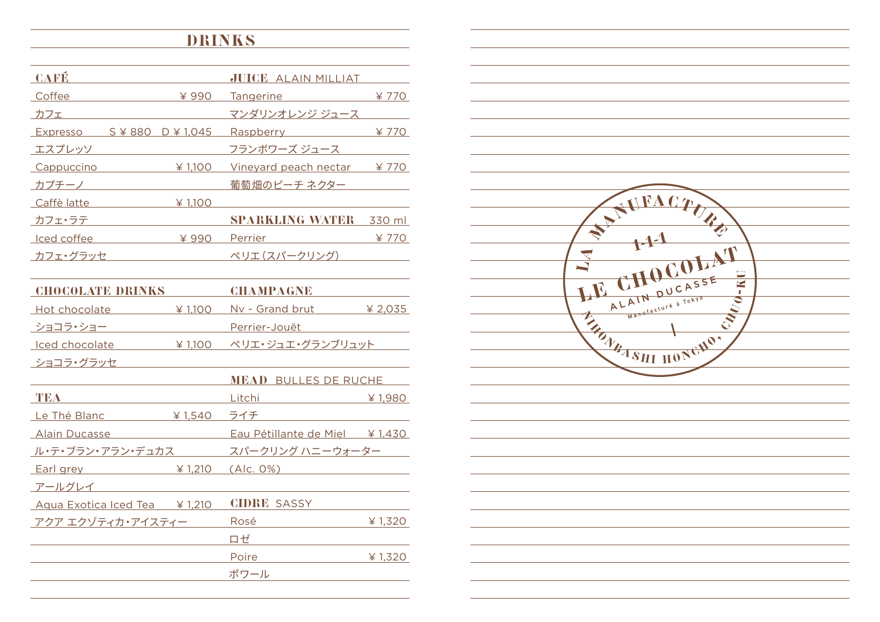# DRINKS

## CAFÉ

Coffee ¥ 990
カフェ

Expresso S ¥ 880 D ¥ 1,045
エスプレッソ

Cappuccino ¥ 1,100
カプチーノ

Caffè latte ¥ 1,100
カフェ・ラテ

Iced coffee ¥ 990
カフェ・グラッセ

## CHOCOLATE DRINKS

Hot chocolate ¥ 1,100
ショコラ・ショー

Iced chocolate ¥ 1,100
ショコラ・グラッセ

## TEA

Le Thé Blanc ¥ 1,540
Alain Ducasse
ル・テ・ブラン・アラン・デュカス

Earl grey ¥ 1,210
アールグレイ

Aqua Exotica Iced Tea ¥ 1,210
アクア エクゾティカ・アイスティー

## JUICE ALAIN MILLIAT

Tangerine ¥ 770
マンダリンオレンジ ジュース

Raspberry ¥ 770
フランボワーズ ジュース

Vineyard peach nectar ¥ 770
葡萄畑のピーチ ネクター

## SPARKLING WATER 330 ml

Perrier ¥ 770
ペリエ（スパークリング）

## CHAMPAGNE

Nv - Grand brut ¥ 2,035
Perrier-Jouët
ペリエ・ジュエ・グランブリュット

## MEAD BULLES DE RUCHE

Litchi ¥ 1,980
ライチ

Eau Pétillante de Miel ¥ 1,430
スパークリング ハニーウォーター
(Alc. 0%)

## CIDRE SASSY

Rosé ¥ 1,320
ロゼ

Poire ¥ 1,320
ポワール

LA MANUFACTURE
1-1-1
LE CHOCOLAT
ALAIN DUCASSE
Manufacturé à Tokyo
NIHONBASHI HONCHO, CHUO-KU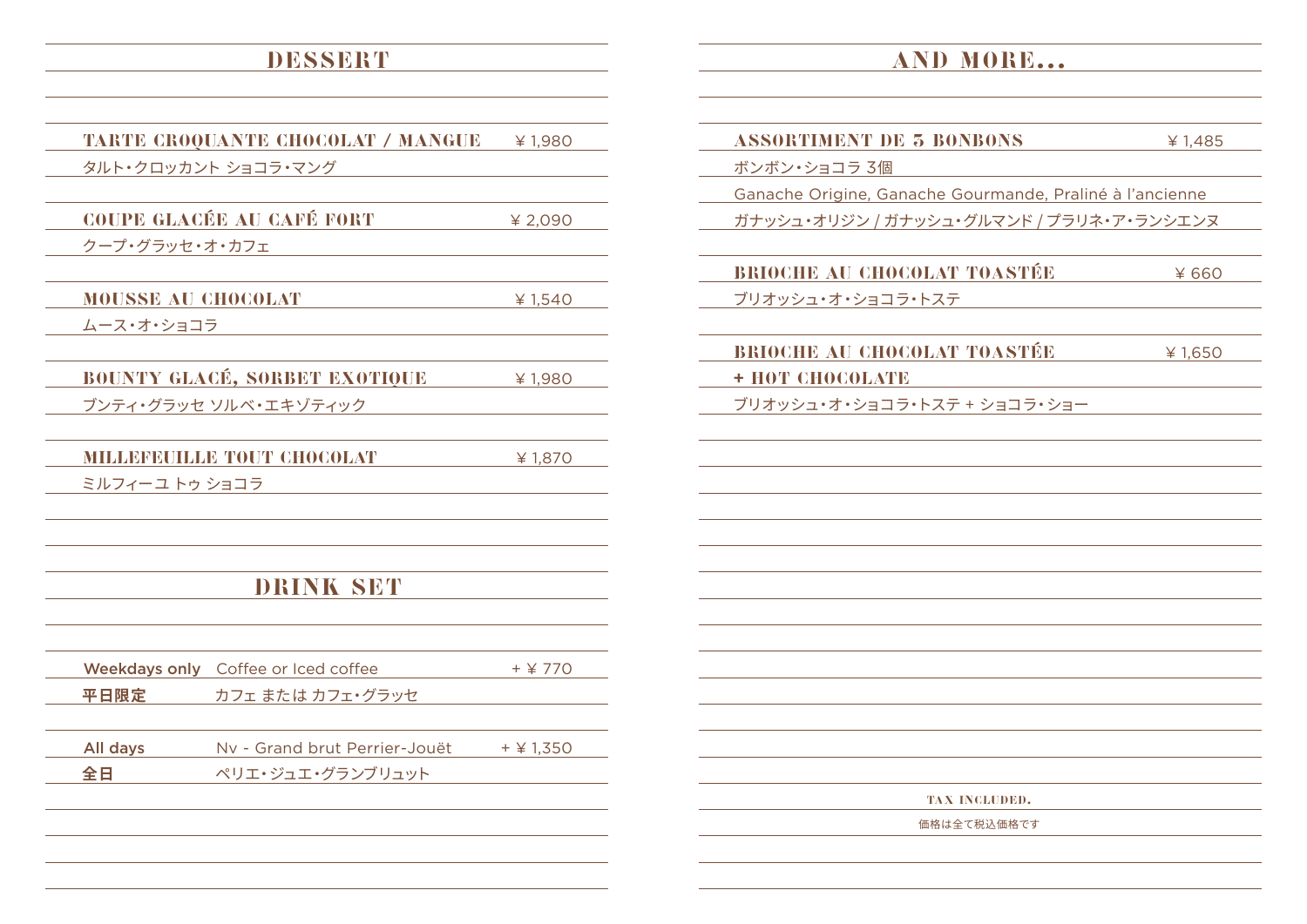## DESSERT

**TARTE CROQUANTE CHOCOLAT / MANGUE** ¥1,980
タルト・クロッカント ショコラ・マング

**COUPE GLACÉE AU CAFÉ FORT** ¥2,090
クープ・グラッセ・オ・カフェ

**MOUSSE AU CHOCOLAT** ¥1,540
ムース・オ・ショコラ

**BOUNTY GLACÉ, SORBET EXOTIQUE** ¥1,980
ブンティ・グラッセ ソルベ・エキゾティック

**MILLEFEUILLE TOUT CHOCOLAT** ¥1,870
ミルフィーユ トゥ ショコラ

## DRINK SET

| | | |
|---|---|---|
| **Weekdays only** | Coffee or Iced coffee | + ¥770 |
| **平日限定** | カフェ または カフェ・グラッセ | |
| **All days** | Nv - Grand brut Perrier-Jouët | + ¥1,350 |
| **全日** | ペリエ・ジュエ・グランブリュット | |

## AND MORE...

**ASSORTIMENT DE 3 BONBONS** ¥1,485
ボンボン・ショコラ 3個
Ganache Origine, Ganache Gourmande, Praliné à l'ancienne
ガナッシュ・オリジン / ガナッシュ・グルマンド / プラリネ・ア・ランシエンヌ

**BRIOCHE AU CHOCOLAT TOASTÉE** ¥660
ブリオッシュ・オ・ショコラ・トステ

**BRIOCHE AU CHOCOLAT TOASTÉE + HOT CHOCOLATE** ¥1,650
ブリオッシュ・オ・ショコラ・トステ + ショコラ・ショー

TAX INCLUDED.
価格は全て税込価格です